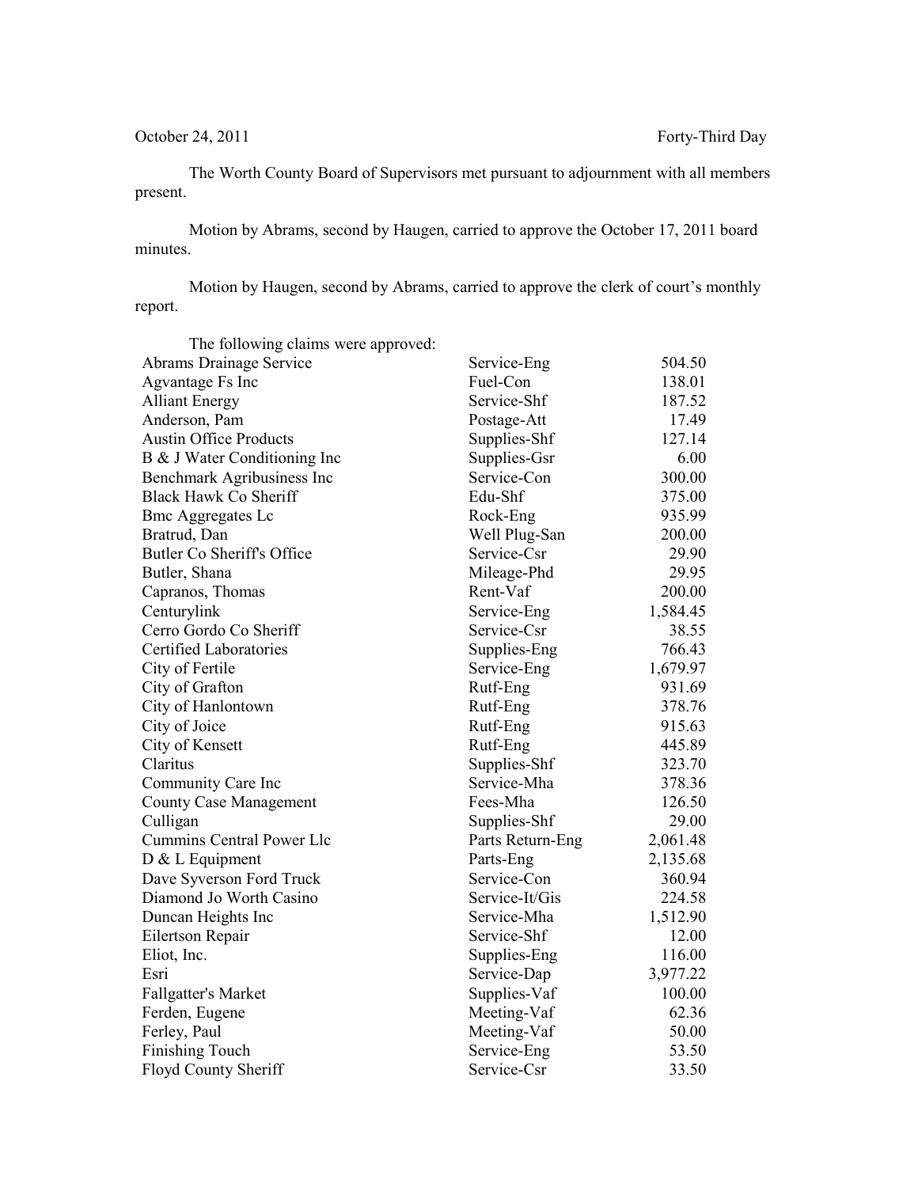October 24, 2011 Forty-Third Day

The Worth County Board of Supervisors met pursuant to adjournment with all members present.

Motion by Abrams, second by Haugen, carried to approve the October 17, 2011 board minutes.

Motion by Haugen, second by Abrams, carried to approve the clerk of court's monthly report.

The following claims were approved:

| | | |
|---|---|---|
| Abrams Drainage Service | Service-Eng | 504.50 |
| Agvantage Fs Inc | Fuel-Con | 138.01 |
| Alliant Energy | Service-Shf | 187.52 |
| Anderson, Pam | Postage-Att | 17.49 |
| Austin Office Products | Supplies-Shf | 127.14 |
| B & J Water Conditioning Inc | Supplies-Gsr | 6.00 |
| Benchmark Agribusiness Inc | Service-Con | 300.00 |
| Black Hawk Co Sheriff | Edu-Shf | 375.00 |
| Bmc Aggregates Lc | Rock-Eng | 935.99 |
| Bratrud, Dan | Well Plug-San | 200.00 |
| Butler Co Sheriff's Office | Service-Csr | 29.90 |
| Butler, Shana | Mileage-Phd | 29.95 |
| Capranos, Thomas | Rent-Vaf | 200.00 |
| Centurylink | Service-Eng | 1,584.45 |
| Cerro Gordo Co Sheriff | Service-Csr | 38.55 |
| Certified Laboratories | Supplies-Eng | 766.43 |
| City of Fertile | Service-Eng | 1,679.97 |
| City of Grafton | Rutf-Eng | 931.69 |
| City of Hanlontown | Rutf-Eng | 378.76 |
| City of Joice | Rutf-Eng | 915.63 |
| City of Kensett | Rutf-Eng | 445.89 |
| Claritus | Supplies-Shf | 323.70 |
| Community Care Inc | Service-Mha | 378.36 |
| County Case Management | Fees-Mha | 126.50 |
| Culligan | Supplies-Shf | 29.00 |
| Cummins Central Power Llc | Parts Return-Eng | 2,061.48 |
| D & L Equipment | Parts-Eng | 2,135.68 |
| Dave Syverson Ford Truck | Service-Con | 360.94 |
| Diamond Jo Worth Casino | Service-It/Gis | 224.58 |
| Duncan Heights Inc | Service-Mha | 1,512.90 |
| Eilertson Repair | Service-Shf | 12.00 |
| Eliot, Inc. | Supplies-Eng | 116.00 |
| Esri | Service-Dap | 3,977.22 |
| Fallgatter's Market | Supplies-Vaf | 100.00 |
| Ferden, Eugene | Meeting-Vaf | 62.36 |
| Ferley, Paul | Meeting-Vaf | 50.00 |
| Finishing Touch | Service-Eng | 53.50 |
| Floyd County Sheriff | Service-Csr | 33.50 |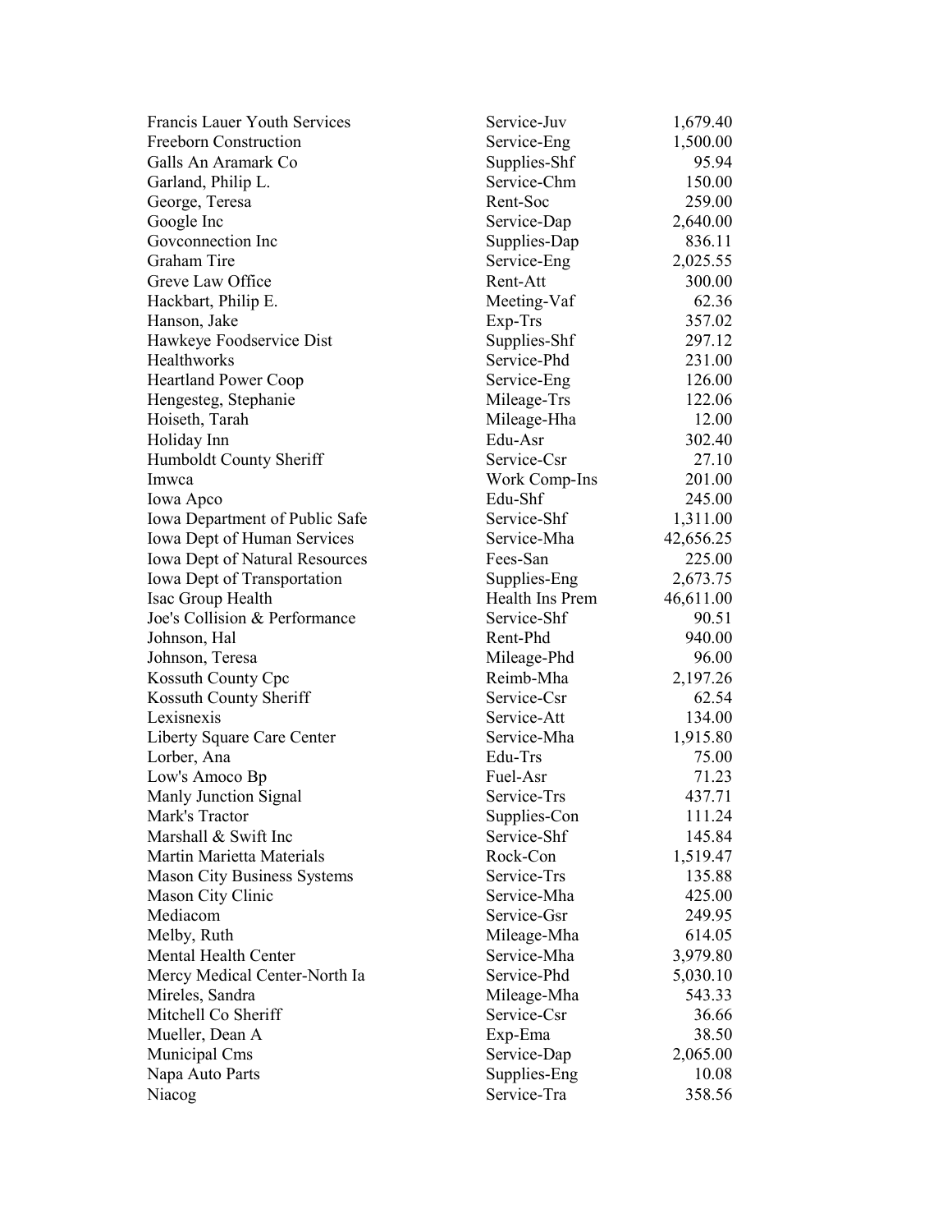| | | |
|---|---|---|
| Francis Lauer Youth Services | Service-Juv | 1,679.40 |
| Freeborn Construction | Service-Eng | 1,500.00 |
| Galls An Aramark Co | Supplies-Shf | 95.94 |
| Garland, Philip L. | Service-Chm | 150.00 |
| George, Teresa | Rent-Soc | 259.00 |
| Google Inc | Service-Dap | 2,640.00 |
| Govconnection Inc | Supplies-Dap | 836.11 |
| Graham Tire | Service-Eng | 2,025.55 |
| Greve Law Office | Rent-Att | 300.00 |
| Hackbart, Philip E. | Meeting-Vaf | 62.36 |
| Hanson, Jake | Exp-Trs | 357.02 |
| Hawkeye Foodservice Dist | Supplies-Shf | 297.12 |
| Healthworks | Service-Phd | 231.00 |
| Heartland Power Coop | Service-Eng | 126.00 |
| Hengesteg, Stephanie | Mileage-Trs | 122.06 |
| Hoiseth, Tarah | Mileage-Hha | 12.00 |
| Holiday Inn | Edu-Asr | 302.40 |
| Humboldt County Sheriff | Service-Csr | 27.10 |
| Imwca | Work Comp-Ins | 201.00 |
| Iowa Apco | Edu-Shf | 245.00 |
| Iowa Department of Public Safe | Service-Shf | 1,311.00 |
| Iowa Dept of Human Services | Service-Mha | 42,656.25 |
| Iowa Dept of Natural Resources | Fees-San | 225.00 |
| Iowa Dept of Transportation | Supplies-Eng | 2,673.75 |
| Isac Group Health | Health Ins Prem | 46,611.00 |
| Joe's Collision & Performance | Service-Shf | 90.51 |
| Johnson, Hal | Rent-Phd | 940.00 |
| Johnson, Teresa | Mileage-Phd | 96.00 |
| Kossuth County Cpc | Reimb-Mha | 2,197.26 |
| Kossuth County Sheriff | Service-Csr | 62.54 |
| Lexisnexis | Service-Att | 134.00 |
| Liberty Square Care Center | Service-Mha | 1,915.80 |
| Lorber, Ana | Edu-Trs | 75.00 |
| Low's Amoco Bp | Fuel-Asr | 71.23 |
| Manly Junction Signal | Service-Trs | 437.71 |
| Mark's Tractor | Supplies-Con | 111.24 |
| Marshall & Swift Inc | Service-Shf | 145.84 |
| Martin Marietta Materials | Rock-Con | 1,519.47 |
| Mason City Business Systems | Service-Trs | 135.88 |
| Mason City Clinic | Service-Mha | 425.00 |
| Mediacom | Service-Gsr | 249.95 |
| Melby, Ruth | Mileage-Mha | 614.05 |
| Mental Health Center | Service-Mha | 3,979.80 |
| Mercy Medical Center-North Ia | Service-Phd | 5,030.10 |
| Mireles, Sandra | Mileage-Mha | 543.33 |
| Mitchell Co Sheriff | Service-Csr | 36.66 |
| Mueller, Dean A | Exp-Ema | 38.50 |
| Municipal Cms | Service-Dap | 2,065.00 |
| Napa Auto Parts | Supplies-Eng | 10.08 |
| Niacog | Service-Tra | 358.56 |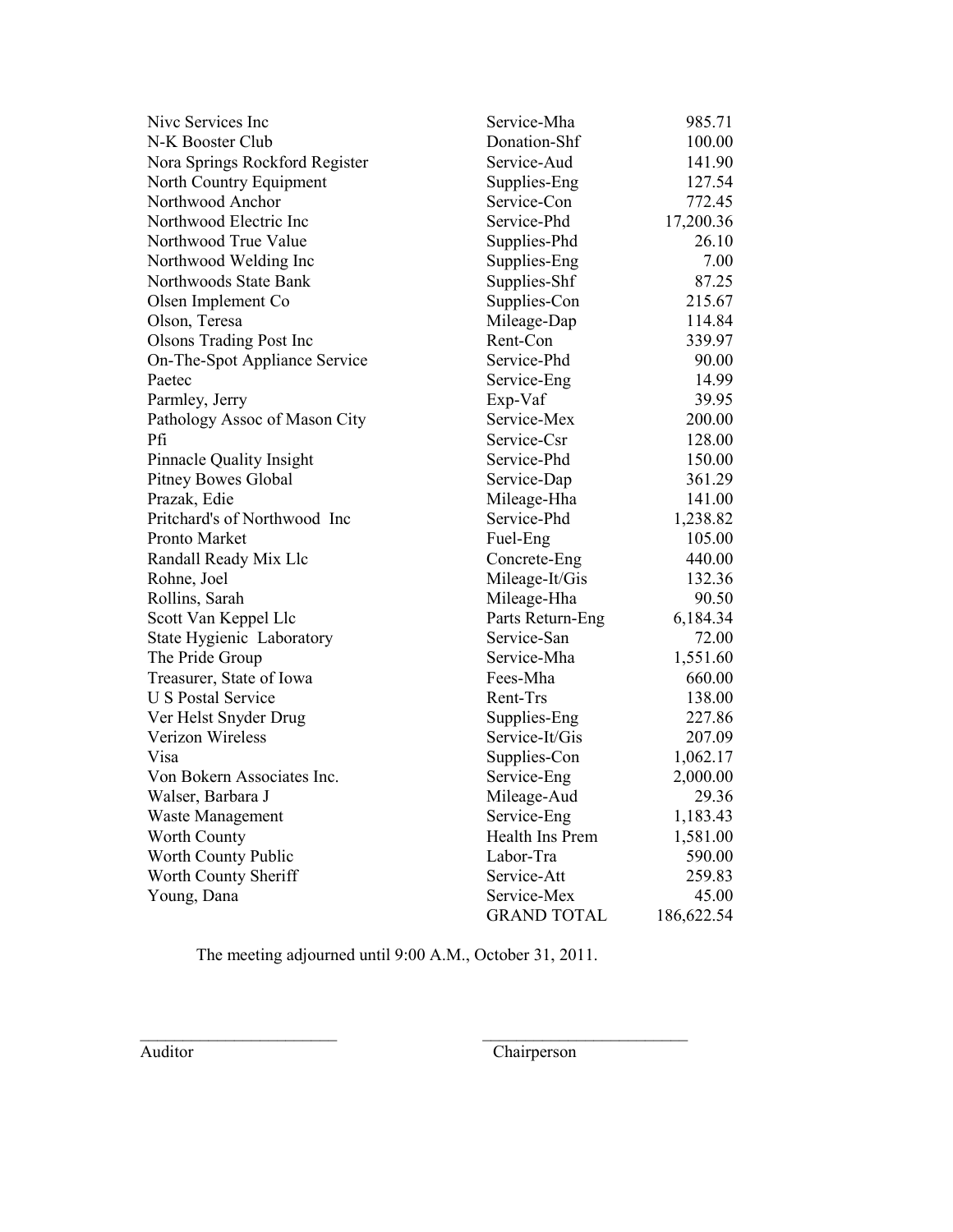| | | |
|---|---|---|
| Nivc Services Inc | Service-Mha | 985.71 |
| N-K Booster Club | Donation-Shf | 100.00 |
| Nora Springs Rockford Register | Service-Aud | 141.90 |
| North Country Equipment | Supplies-Eng | 127.54 |
| Northwood Anchor | Service-Con | 772.45 |
| Northwood Electric Inc | Service-Phd | 17,200.36 |
| Northwood True Value | Supplies-Phd | 26.10 |
| Northwood Welding Inc | Supplies-Eng | 7.00 |
| Northwoods State Bank | Supplies-Shf | 87.25 |
| Olsen Implement Co | Supplies-Con | 215.67 |
| Olson, Teresa | Mileage-Dap | 114.84 |
| Olsons Trading Post Inc | Rent-Con | 339.97 |
| On-The-Spot Appliance Service | Service-Phd | 90.00 |
| Paetec | Service-Eng | 14.99 |
| Parmley, Jerry | Exp-Vaf | 39.95 |
| Pathology Assoc of Mason City | Service-Mex | 200.00 |
| Pfi | Service-Csr | 128.00 |
| Pinnacle Quality Insight | Service-Phd | 150.00 |
| Pitney Bowes Global | Service-Dap | 361.29 |
| Prazak, Edie | Mileage-Hha | 141.00 |
| Pritchard's of Northwood Inc | Service-Phd | 1,238.82 |
| Pronto Market | Fuel-Eng | 105.00 |
| Randall Ready Mix Llc | Concrete-Eng | 440.00 |
| Rohne, Joel | Mileage-It/Gis | 132.36 |
| Rollins, Sarah | Mileage-Hha | 90.50 |
| Scott Van Keppel Llc | Parts Return-Eng | 6,184.34 |
| State Hygienic Laboratory | Service-San | 72.00 |
| The Pride Group | Service-Mha | 1,551.60 |
| Treasurer, State of Iowa | Fees-Mha | 660.00 |
| U S Postal Service | Rent-Trs | 138.00 |
| Ver Helst Snyder Drug | Supplies-Eng | 227.86 |
| Verizon Wireless | Service-It/Gis | 207.09 |
| Visa | Supplies-Con | 1,062.17 |
| Von Bokern Associates Inc. | Service-Eng | 2,000.00 |
| Walser, Barbara J | Mileage-Aud | 29.36 |
| Waste Management | Service-Eng | 1,183.43 |
| Worth County | Health Ins Prem | 1,581.00 |
| Worth County Public | Labor-Tra | 590.00 |
| Worth County Sheriff | Service-Att | 259.83 |
| Young, Dana | Service-Mex | 45.00 |
| | GRAND TOTAL | 186,622.54 |

The meeting adjourned until 9:00 A.M., October 31, 2011.

\_\_\_\_\_\_\_\_\_\_\_\_\_\_\_\_\_\_\_\_\_\_\_\_ \_\_\_\_\_\_\_\_\_\_\_\_\_\_\_\_\_\_\_\_\_\_\_\_

Auditor Chairperson